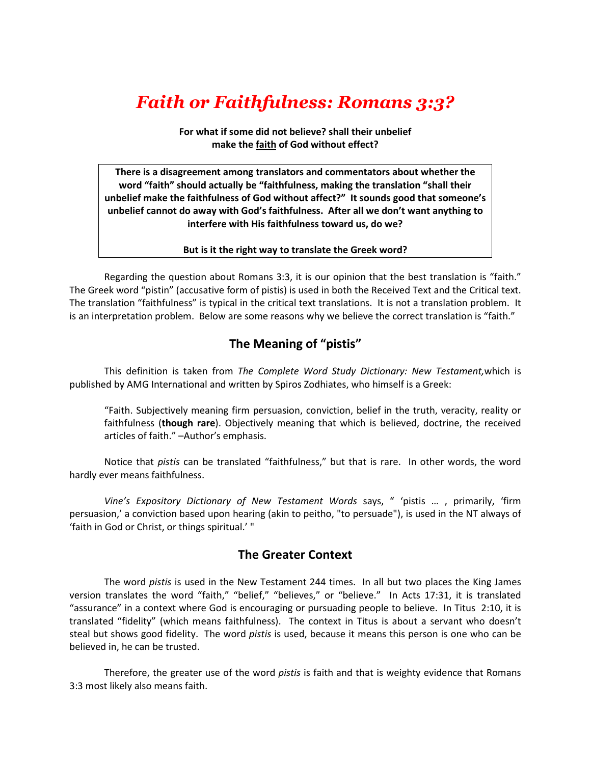# *Faith or Faithfulness: Romans 3:3?*

**For what if some did not believe? shall their unbelief make the faith of God without effect?**

**There is a disagreement among translators and commentators about whether the word "faith" should actually be "faithfulness, making the translation "shall their unbelief make the faithfulness of God without affect?" It sounds good that someone's unbelief cannot do away with God's faithfulness. After all we don't want anything to interfere with His faithfulness toward us, do we?**

**But is it the right way to translate the Greek word?**

Regarding the question about Romans 3:3, it is our opinion that the best translation is "faith." The Greek word "pistin" (accusative form of pistis) is used in both the Received Text and the Critical text. The translation "faithfulness" is typical in the critical text translations. It is not a translation problem. It is an interpretation problem. Below are some reasons why we believe the correct translation is "faith."

## The Meaning of "pistis"

This definition is taken from *The Complete Word Study Dictionary: New Testament,* which is published by AMG International and written by Spiros Zodhiates, who himself is a Greek:

> "Faith. Subjectively meaning firm persuasion, conviction, belief in the truth, veracity, reality or faithfulness (**though rare**). Objectively meaning that which is believed, doctrine, the received articles of faith." –Author's emphasis.

Notice that *pistis* can be translated "faithfulness," but that is rare. In other words, the word hardly ever means faithfulness.

*Vine's Expository Dictionary of New Testament Words* says, " 'pistis … , primarily, 'firm persuasion,' a conviction based upon hearing (akin to peitho, "to persuade"), is used in the NT always of 'faith in God or Christ, or things spiritual.' "

## The Greater Context

The word *pistis* is used in the New Testament 244 times. In all but two places the King James version translates the word "faith," "belief," "believes," or "believe." In Acts 17:31, it is translated "assurance" in a context where God is encouraging or pursuading people to believe. In Titus 2:10, it is translated "fidelity" (which means faithfulness). The context in Titus is about a servant who doesn't steal but shows good fidelity. The word *pistis* is used, because it means this person is one who can be believed in, he can be trusted.

Therefore, the greater use of the word *pistis* is faith and that is weighty evidence that Romans 3:3 most likely also means faith.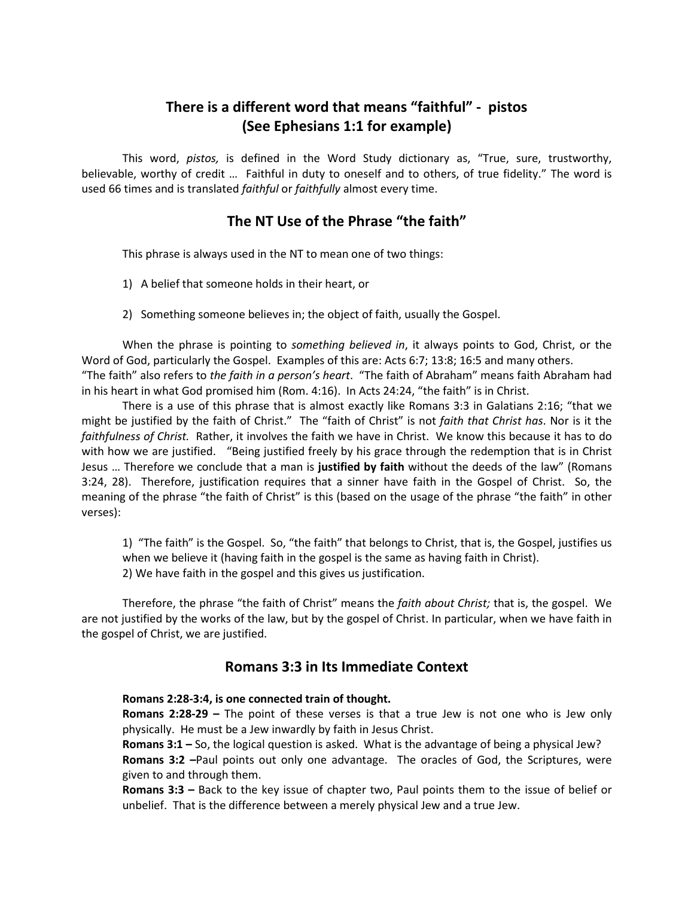## There is a different word that means "faithful" - pistos (See Ephesians 1:1 for example)

This word, *pistos,* is defined in the Word Study dictionary as, "True, sure, trustworthy, believable, worthy of credit … Faithful in duty to oneself and to others, of true fidelity." The word is used 66 times and is translated *faithful* or *faithfully* almost every time.

## The NT Use of the Phrase "the faith"

This phrase is always used in the NT to mean one of two things:

1) A belief that someone holds in their heart, or

2) Something someone believes in; the object of faith, usually the Gospel.

When the phrase is pointing to *something believed in*, it always points to God, Christ, or the Word of God, particularly the Gospel. Examples of this are: Acts 6:7; 13:8; 16:5 and many others.
"The faith" also refers to *the faith in a person's heart*. "The faith of Abraham" means faith Abraham had in his heart in what God promised him (Rom. 4:16). In Acts 24:24, "the faith" is in Christ.

There is a use of this phrase that is almost exactly like Romans 3:3 in Galatians 2:16; "that we might be justified by the faith of Christ." The "faith of Christ" is not *faith that Christ has*. Nor is it the *faithfulness of Christ.* Rather, it involves the faith we have in Christ. We know this because it has to do with how we are justified. "Being justified freely by his grace through the redemption that is in Christ Jesus … Therefore we conclude that a man is **justified by faith** without the deeds of the law" (Romans 3:24, 28). Therefore, justification requires that a sinner have faith in the Gospel of Christ. So, the meaning of the phrase "the faith of Christ" is this (based on the usage of the phrase "the faith" in other verses):

1) "The faith" is the Gospel. So, "the faith" that belongs to Christ, that is, the Gospel, justifies us when we believe it (having faith in the gospel is the same as having faith in Christ).
2) We have faith in the gospel and this gives us justification.

Therefore, the phrase "the faith of Christ" means the *faith about Christ;* that is, the gospel. We are not justified by the works of the law, but by the gospel of Christ. In particular, when we have faith in the gospel of Christ, we are justified.

## Romans 3:3 in Its Immediate Context

**Romans 2:28-3:4, is one connected train of thought.**
**Romans 2:28-29 –** The point of these verses is that a true Jew is not one who is Jew only physically. He must be a Jew inwardly by faith in Jesus Christ.
**Romans 3:1 –** So, the logical question is asked. What is the advantage of being a physical Jew?
**Romans 3:2 –**Paul points out only one advantage. The oracles of God, the Scriptures, were given to and through them.
**Romans 3:3 –** Back to the key issue of chapter two, Paul points them to the issue of belief or unbelief. That is the difference between a merely physical Jew and a true Jew.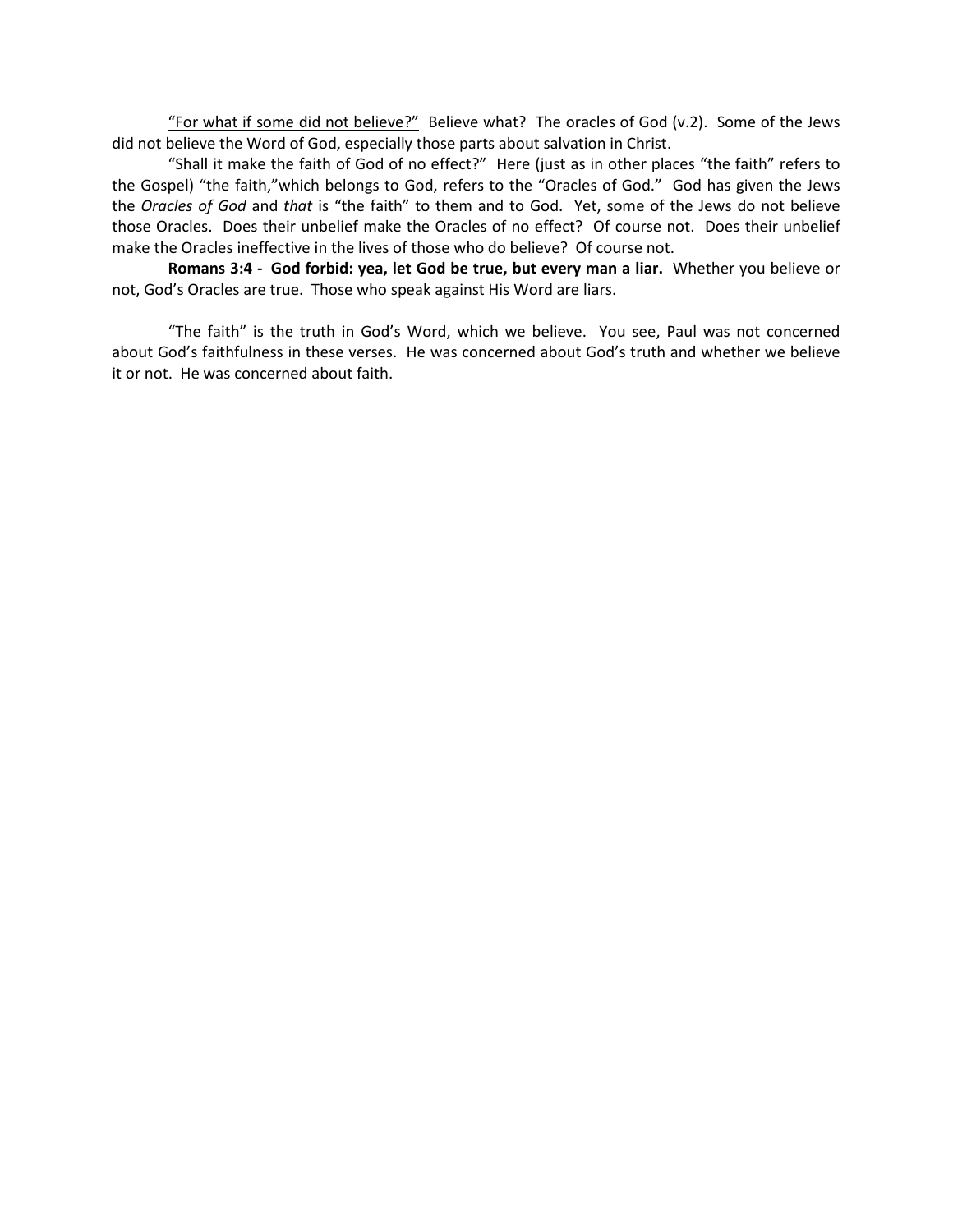<u>"For what if some did not believe?"</u> Believe what? The oracles of God (v.2). Some of the Jews did not believe the Word of God, especially those parts about salvation in Christ.

<u>"Shall it make the faith of God of no effect?"</u> Here (just as in other places "the faith" refers to the Gospel) "the faith,"which belongs to God, refers to the "Oracles of God." God has given the Jews the *Oracles of God* and *that* is "the faith" to them and to God. Yet, some of the Jews do not believe those Oracles. Does their unbelief make the Oracles of no effect? Of course not. Does their unbelief make the Oracles ineffective in the lives of those who do believe? Of course not.

**Romans 3:4 - God forbid: yea, let God be true, but every man a liar.** Whether you believe or not, God's Oracles are true. Those who speak against His Word are liars.

"The faith" is the truth in God's Word, which we believe. You see, Paul was not concerned about God's faithfulness in these verses. He was concerned about God's truth and whether we believe it or not. He was concerned about faith.